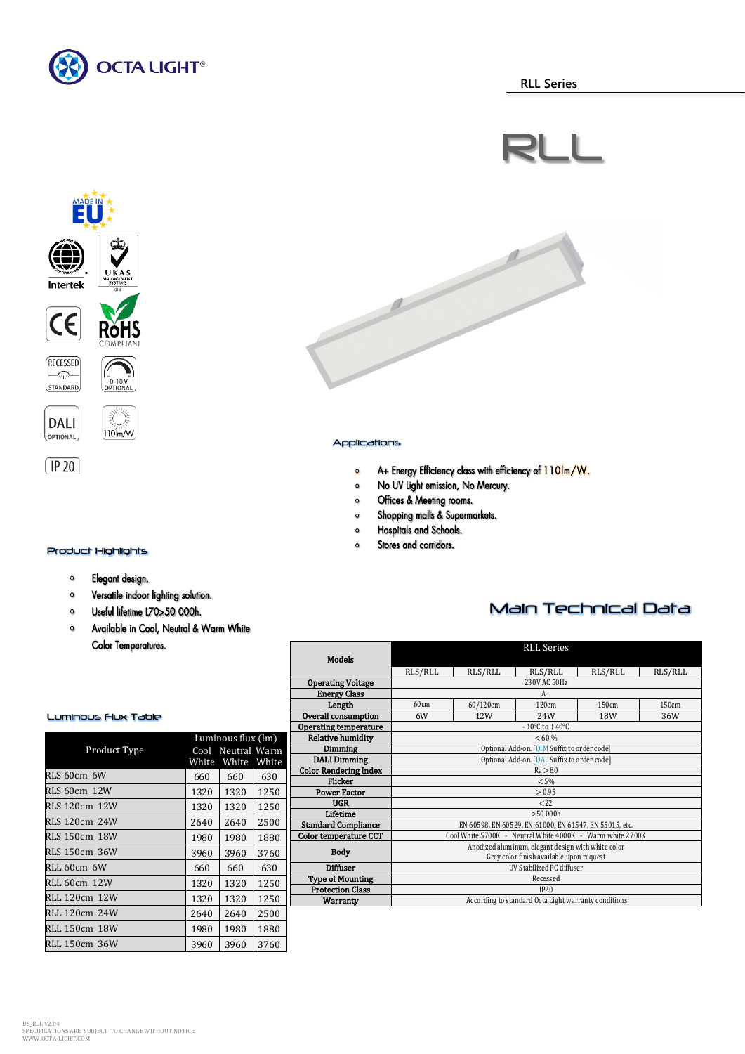# OCTA LIGHT®

## RLL Series

# RLL

MADE IN EU

Intertek

UKAS MANAGEMENT SYSTEMS

CE

RoHS COMPLIANT

RECESSED STANDARD

0-10 V OPTIONAL

DALI OPTIONAL

110lm/W

IP 20

### Applications

- A+ Energy Efficiency class with efficiency of 110lm/W.
- No UV light emission, No Mercury.
- Offices & Meeting rooms.
- Shopping malls & Supermarkets.
- Hospitals and Schools.
- Stores and corridors.

### Product Highlights

- Elegant design.
- Versatile indoor lighting solution.
- Useful lifetime L70>50 000h.
- Available in Cool, Neutral & Warm White Color Temperatures.

### Main Technical Data

| Models | RLL Series | | | | |
|---|---|---|---|---|---|
| | RLS/RLL | RLS/RLL | RLS/RLL | RLS/RLL | RLS/RLL |
| Operating Voltage | 230V AC 50Hz | | | | |
| Energy Class | A+ | | | | |
| Length | 60cm | 60/120cm | 120cm | 150cm | 150cm |
| Overall consumption | 6W | 12W | 24W | 18W | 36W |
| Operating temperature | - 10°C to + 40°C | | | | |
| Relative humidity | < 60 % | | | | |
| Dimming | Optional Add-on. [DIM Suffix to order code] | | | | |
| DALI Dimming | Optional Add-on. [DAL Suffix to order code] | | | | |
| Color Rendering Index | Ra > 80 | | | | |
| Flicker | < 5% | | | | |
| Power Factor | > 0.95 | | | | |
| UGR | <22 | | | | |
| Lifetime | > 50 000h | | | | |
| Standard Compliance | EN 60598, EN 60529, EN 61000, EN 61547, EN 55015, etc. | | | | |
| Color temperature CCT | Cool White 5700K - Neutral White 4000K - Warm white 2700K | | | | |
| Body | Anodized aluminum, elegant design with white color<br>Grey color finish available upon request | | | | |
| Diffuser | UV Stabilized PC diffuser | | | | |
| Type of Mounting | Recessed | | | | |
| Protection Class | IP20 | | | | |
| Warranty | According to standard Octa Light warranty conditions | | | | |

### Luminous Flux Table

| Product Type | Luminous flux (lm) | | |
|---|---|---|---|
| | Cool White | Neutral White | Warm White |
| RLS 60cm 6W | 660 | 660 | 630 |
| RLS 60cm 12W | 1320 | 1320 | 1250 |
| RLS 120cm 12W | 1320 | 1320 | 1250 |
| RLS 120cm 24W | 2640 | 2640 | 2500 |
| RLS 150cm 18W | 1980 | 1980 | 1880 |
| RLS 150cm 36W | 3960 | 3960 | 3760 |
| RLL 60cm 6W | 660 | 660 | 630 |
| RLL 60cm 12W | 1320 | 1320 | 1250 |
| RLL 120cm 12W | 1320 | 1320 | 1250 |
| RLL 120cm 24W | 2640 | 2640 | 2500 |
| RLL 150cm 18W | 1980 | 1980 | 1880 |
| RLL 150cm 36W | 3960 | 3960 | 3760 |

DS_RLL V2.04
SPECIFICATIONS ARE SUBJECT TO CHANGE WITHOUT NOTICE.
WWW.OCTA-LIGHT.COM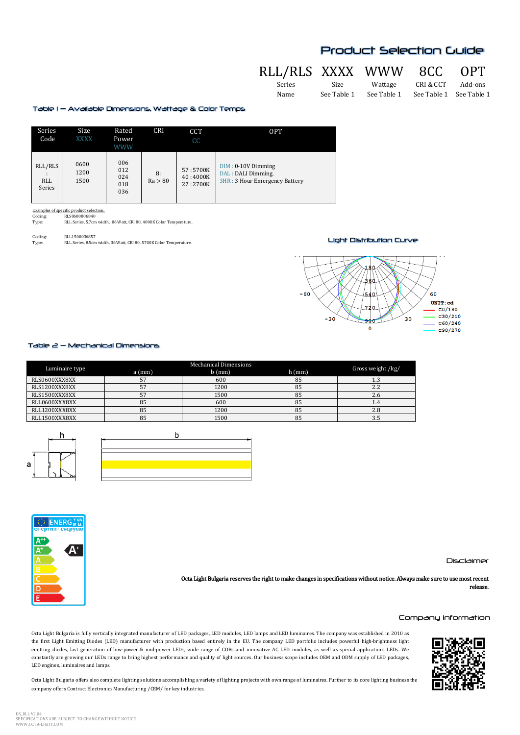## Product Selection Guide

| RLL/RLS | XXXX | WWW | 8CC | OPT |
|---|---|---|---|---|
| Series Name | Size See Table 1 | Wattage See Table 1 | CRI & CCT See Table 1 | Add-ons See Table 1 |

### Table 1 — Available Dimensions, Wattage & Color Temps

| Series Code | Size XXXX | Rated Power WWW | CRI | CCT CC | OPT |
|---|---|---|---|---|---|
| RLL/RLS : RLL Series | 0600 1200 1500 | 006 012 024 018 036 | 8: Ra > 80 | 57 : 5700K 40 : 4000K 27 : 2700K | DIM : 0-10V Dimming DAL : DALI Dimming. 3HR : 3 Hour Emergency Battery |

Examples of specific product selection:

Coding: RLS0600006840
Type: RLL Series, 5.7cm width, 06 Watt, CRI 80, 4000K Color Temperature.

Coding: RLL1500036857
Type: RLL Series, 8.5cm width, 36 Watt, CRI 80, 5700K Color Temperature.

### Light Distribution Curve

180
360
540
720
900
-60
60
-30
30
0
UNIT:cd
C0/180
C30/210
C60/240
C90/270

### Table 2 — Mechanical Dimensions

| Luminaire type | Mechanical Dimensions a (mm) | b (mm) | h (mm) | Gross weight /kg/ |
|---|---|---|---|---|
| RLS0600XXX8XX | 57 | 600 | 85 | 1.3 |
| RLS1200XXX8XX | 57 | 1200 | 85 | 2.2 |
| RLS1500XXX8XX | 57 | 1500 | 85 | 2.6 |
| RLL0600XXX8XX | 85 | 600 | 85 | 1.4 |
| RLL1200XXX8XX | 85 | 1200 | 85 | 2.8 |
| RLL1500XXX8XX | 85 | 1500 | 85 | 3.5 |

h
a
b

ENERG Y IA
енергия · ενεργεια
A++
A+
A
B
C
D
E
A+

### Disclaimer

**Octa Light Bulgaria reserves the right to make changes in specifications without notice. Always make sure to use most recent release.**

### Company Information

Octa Light Bulgaria is fully vertically integrated manufacturer of LED packages, LED modules, LED lamps and LED luminaires. The company was established in 2010 as the first Light Emitting Diodes (LED) manufacturer with production based entirely in the EU. The company LED portfolio includes powerful high-brightness light emitting diodes, last generation of low-power & mid-power LEDs, wide range of COBs and innovative AC LED modules, as well as special applications LEDs. We constantly are growing our LEDs range to bring highest performance and quality of light sources. Our business scope includes OEM and ODM supply of LED packages, LED engines, luminaires and lamps.

Octa Light Bulgaria offers also complete lighting solutions accomplishing a variety of lighting projects with own range of luminaires. Further to its core lighting business the company offers Contract Electronics Manufacturing / CEM / for key industries.

DS_RLL V2.04
SPECIFICATIONS ARE SUBJECT TO CHANGE WITHOUT NOTICE.
WWW.OCTA-LIGHT.COM